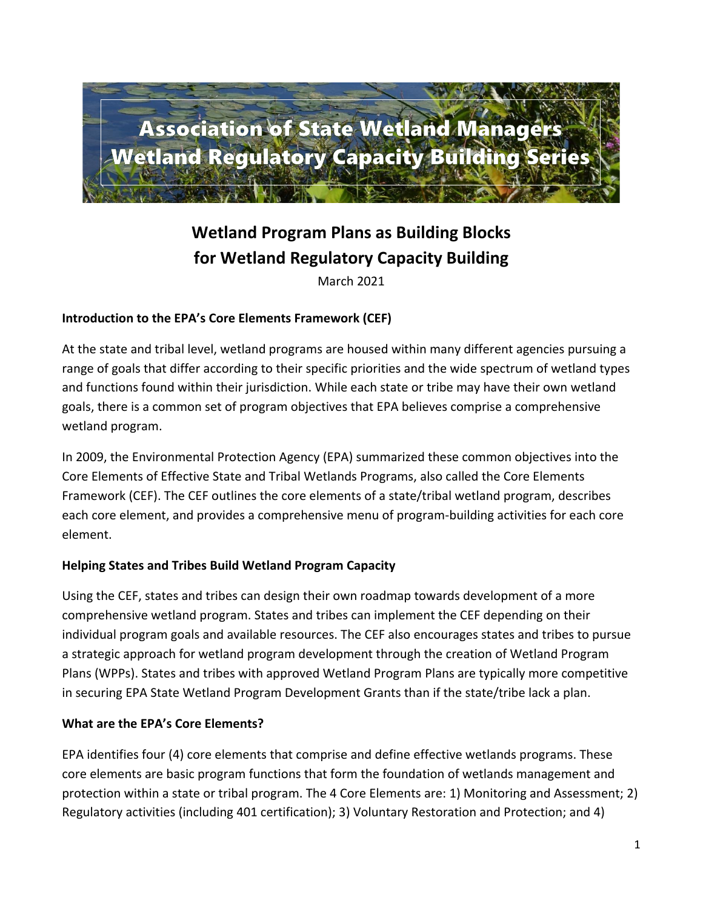**Association of State Wetland Managers**
**Wetland Regulatory Capacity Building Series**

# Wetland Program Plans as Building Blocks for Wetland Regulatory Capacity Building

March 2021

### Introduction to the EPA's Core Elements Framework (CEF)

At the state and tribal level, wetland programs are housed within many different agencies pursuing a range of goals that differ according to their specific priorities and the wide spectrum of wetland types and functions found within their jurisdiction. While each state or tribe may have their own wetland goals, there is a common set of program objectives that EPA believes comprise a comprehensive wetland program.

In 2009, the Environmental Protection Agency (EPA) summarized these common objectives into the Core Elements of Effective State and Tribal Wetlands Programs, also called the Core Elements Framework (CEF). The CEF outlines the core elements of a state/tribal wetland program, describes each core element, and provides a comprehensive menu of program-building activities for each core element.

### Helping States and Tribes Build Wetland Program Capacity

Using the CEF, states and tribes can design their own roadmap towards development of a more comprehensive wetland program. States and tribes can implement the CEF depending on their individual program goals and available resources. The CEF also encourages states and tribes to pursue a strategic approach for wetland program development through the creation of Wetland Program Plans (WPPs). States and tribes with approved Wetland Program Plans are typically more competitive in securing EPA State Wetland Program Development Grants than if the state/tribe lack a plan.

### What are the EPA's Core Elements?

EPA identifies four (4) core elements that comprise and define effective wetlands programs. These core elements are basic program functions that form the foundation of wetlands management and protection within a state or tribal program. The 4 Core Elements are: 1) Monitoring and Assessment; 2) Regulatory activities (including 401 certification); 3) Voluntary Restoration and Protection; and 4)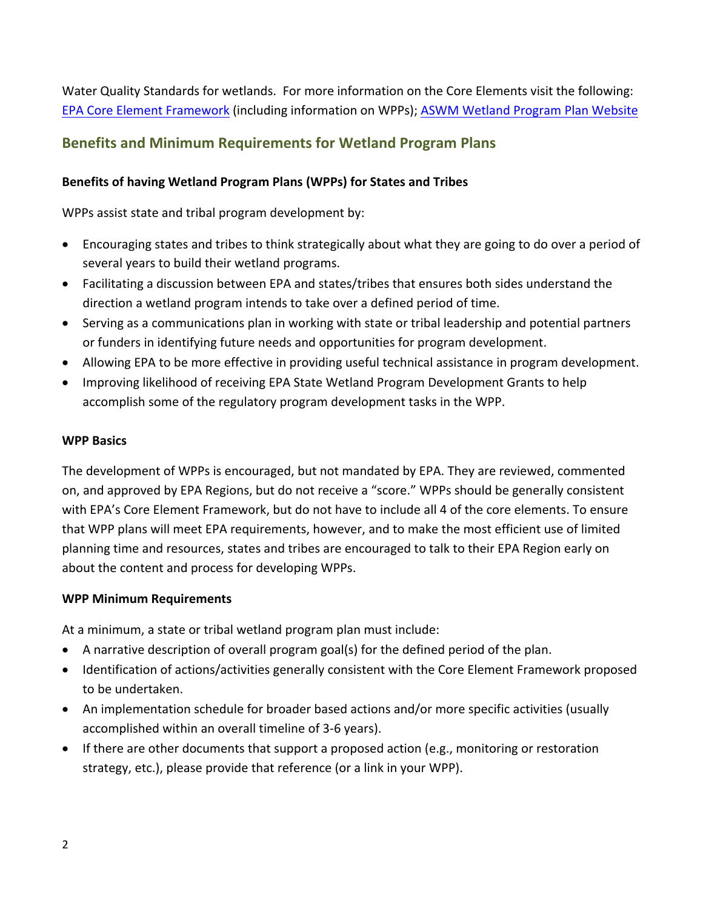Water Quality Standards for wetlands. For more information on the Core Elements visit the following: [EPA Core Element Framework](#) (including information on WPPs); [ASWM Wetland Program Plan Website](#)

## Benefits and Minimum Requirements for Wetland Program Plans

**Benefits of having Wetland Program Plans (WPPs) for States and Tribes**

WPPs assist state and tribal program development by:

- Encouraging states and tribes to think strategically about what they are going to do over a period of several years to build their wetland programs.
- Facilitating a discussion between EPA and states/tribes that ensures both sides understand the direction a wetland program intends to take over a defined period of time.
- Serving as a communications plan in working with state or tribal leadership and potential partners or funders in identifying future needs and opportunities for program development.
- Allowing EPA to be more effective in providing useful technical assistance in program development.
- Improving likelihood of receiving EPA State Wetland Program Development Grants to help accomplish some of the regulatory program development tasks in the WPP.

**WPP Basics**

The development of WPPs is encouraged, but not mandated by EPA. They are reviewed, commented on, and approved by EPA Regions, but do not receive a "score." WPPs should be generally consistent with EPA's Core Element Framework, but do not have to include all 4 of the core elements. To ensure that WPP plans will meet EPA requirements, however, and to make the most efficient use of limited planning time and resources, states and tribes are encouraged to talk to their EPA Region early on about the content and process for developing WPPs.

**WPP Minimum Requirements**

At a minimum, a state or tribal wetland program plan must include:

- A narrative description of overall program goal(s) for the defined period of the plan.
- Identification of actions/activities generally consistent with the Core Element Framework proposed to be undertaken.
- An implementation schedule for broader based actions and/or more specific activities (usually accomplished within an overall timeline of 3-6 years).
- If there are other documents that support a proposed action (e.g., monitoring or restoration strategy, etc.), please provide that reference (or a link in your WPP).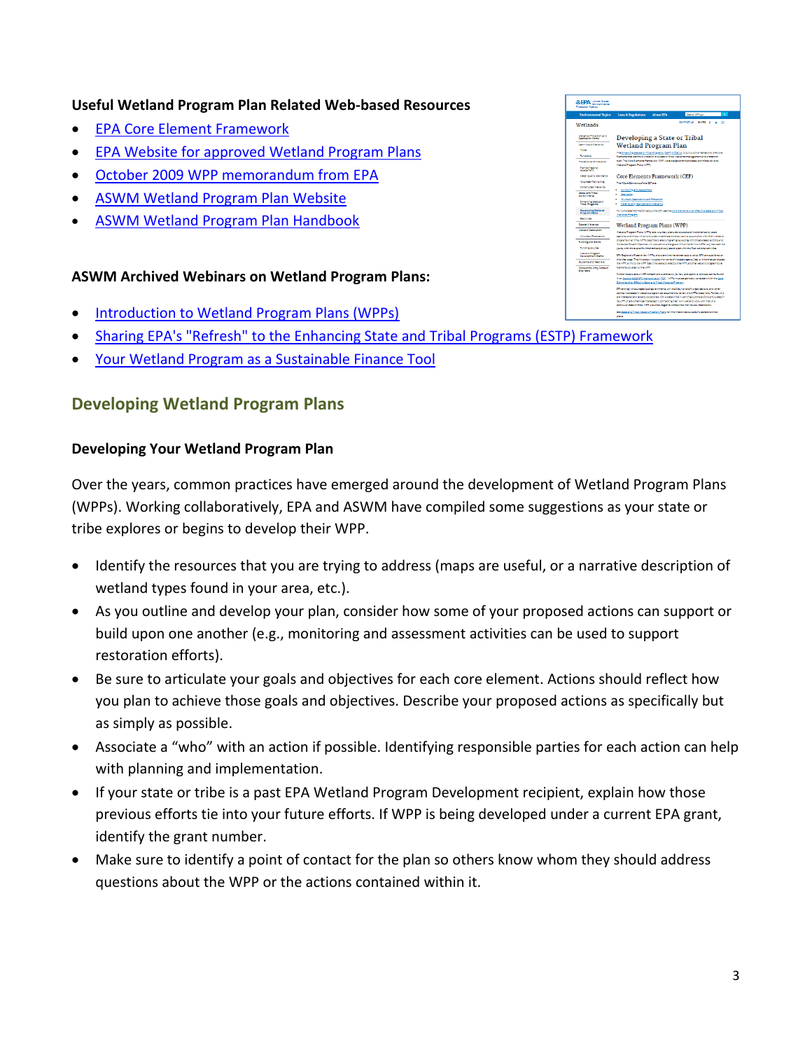**Useful Wetland Program Plan Related Web-based Resources**

- EPA Core Element Framework
- EPA Website for approved Wetland Program Plans
- October 2009 WPP memorandum from EPA
- ASWM Wetland Program Plan Website
- ASWM Wetland Program Plan Handbook

**ASWM Archived Webinars on Wetland Program Plans:**

- Introduction to Wetland Program Plans (WPPs)
- Sharing EPA's "Refresh" to the Enhancing State and Tribal Programs (ESTP) Framework
- Your Wetland Program as a Sustainable Finance Tool

## Developing Wetland Program Plans

**Developing Your Wetland Program Plan**

Over the years, common practices have emerged around the development of Wetland Program Plans (WPPs). Working collaboratively, EPA and ASWM have compiled some suggestions as your state or tribe explores or begins to develop their WPP.

- Identify the resources that you are trying to address (maps are useful, or a narrative description of wetland types found in your area, etc.).
- As you outline and develop your plan, consider how some of your proposed actions can support or build upon one another (e.g., monitoring and assessment activities can be used to support restoration efforts).
- Be sure to articulate your goals and objectives for each core element. Actions should reflect how you plan to achieve those goals and objectives. Describe your proposed actions as specifically but as simply as possible.
- Associate a "who" with an action if possible. Identifying responsible parties for each action can help with planning and implementation.
- If your state or tribe is a past EPA Wetland Program Development recipient, explain how those previous efforts tie into your future efforts. If WPP is being developed under a current EPA grant, identify the grant number.
- Make sure to identify a point of contact for the plan so others know whom they should address questions about the WPP or the actions contained within it.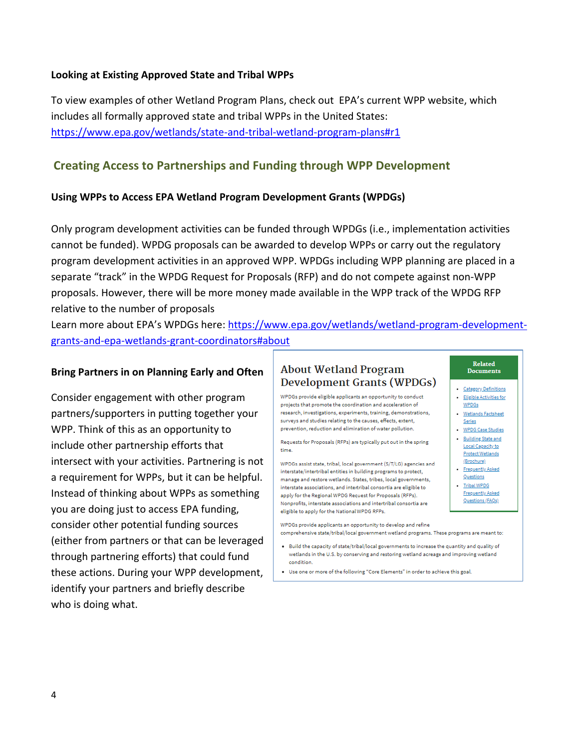### Looking at Existing Approved State and Tribal WPPs

To view examples of other Wetland Program Plans, check out EPA's current WPP website, which includes all formally approved state and tribal WPPs in the United States: [https://www.epa.gov/wetlands/state-and-tribal-wetland-program-plans#r1](https://www.epa.gov/wetlands/state-and-tribal-wetland-program-plans#r1)

## Creating Access to Partnerships and Funding through WPP Development

### Using WPPs to Access EPA Wetland Program Development Grants (WPDGs)

Only program development activities can be funded through WPDGs (i.e., implementation activities cannot be funded). WPDG proposals can be awarded to develop WPPs or carry out the regulatory program development activities in an approved WPP. WPDGs including WPP planning are placed in a separate "track" in the WPDG Request for Proposals (RFP) and do not compete against non-WPP proposals. However, there will be more money made available in the WPP track of the WPDG RFP relative to the number of proposals

Learn more about EPA's WPDGs here: [https://www.epa.gov/wetlands/wetland-program-development-grants-and-epa-wetlands-grant-coordinators#about](https://www.epa.gov/wetlands/wetland-program-development-grants-and-epa-wetlands-grant-coordinators#about)

### Bring Partners in on Planning Early and Often

Consider engagement with other program partners/supporters in putting together your WPP. Think of this as an opportunity to include other partnership efforts that intersect with your activities. Partnering is not a requirement for WPPs, but it can be helpful. Instead of thinking about WPPs as something you are doing just to access EPA funding, consider other potential funding sources (either from partners or that can be leveraged through partnering efforts) that could fund these actions. During your WPP development, identify your partners and briefly describe who is doing what.

> **About Wetland Program Development Grants (WPDGs)**
>
> WPDGs provide eligible applicants an opportunity to conduct projects that promote the coordination and acceleration of research, investigations, experiments, training, demonstrations, surveys and studies relating to the causes, effects, extent, prevention, reduction and elimination of water pollution.
>
> Requests for Proposals (RFPs) are typically put out in the spring time.
>
> WPDGs assist state, tribal, local government (S/T/LG) agencies and interstate/intertribal entities in building programs to protect, manage and restore wetlands. States, tribes, local governments, interstate associations, and intertribal consortia are eligible to apply for the Regional WPDG Request for Proposals (RFPs). Nonprofits, interstate associations and intertribal consortia are eligible to apply for the National WPDG RFPs.
>
> WPDGs provide applicants an opportunity to develop and refine comprehensive state/tribal/local government wetland programs. These programs are meant to:
>
> - Build the capacity of state/tribal/local governments to increase the quantity and quality of wetlands in the U.S. by conserving and restoring wetland acreage and improving wetland condition.
> - Use one or more of the following "Core Elements" in order to achieve this goal.
>
> **Related Documents**
>
> - Category Definitions
> - Eligible Activities for WPDGs
> - Wetlands Factsheet Series
> - WPDG Case Studies
> - Building State and Local Capacity to Protect Wetlands (Brochure)
> - Frequently Asked Questions
> - Tribal WPDG Frequently Asked Questions (FAQs)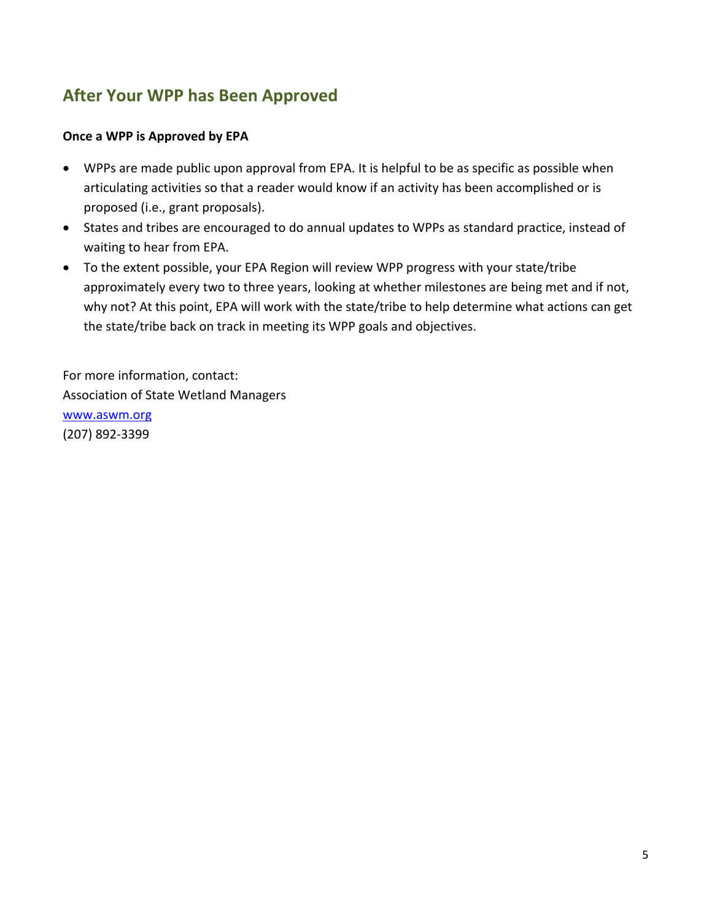## After Your WPP has Been Approved

**Once a WPP is Approved by EPA**

- WPPs are made public upon approval from EPA. It is helpful to be as specific as possible when articulating activities so that a reader would know if an activity has been accomplished or is proposed (i.e., grant proposals).
- States and tribes are encouraged to do annual updates to WPPs as standard practice, instead of waiting to hear from EPA.
- To the extent possible, your EPA Region will review WPP progress with your state/tribe approximately every two to three years, looking at whether milestones are being met and if not, why not? At this point, EPA will work with the state/tribe to help determine what actions can get the state/tribe back on track in meeting its WPP goals and objectives.

For more information, contact:
Association of State Wetland Managers
[www.aswm.org](http://www.aswm.org)
(207) 892-3399